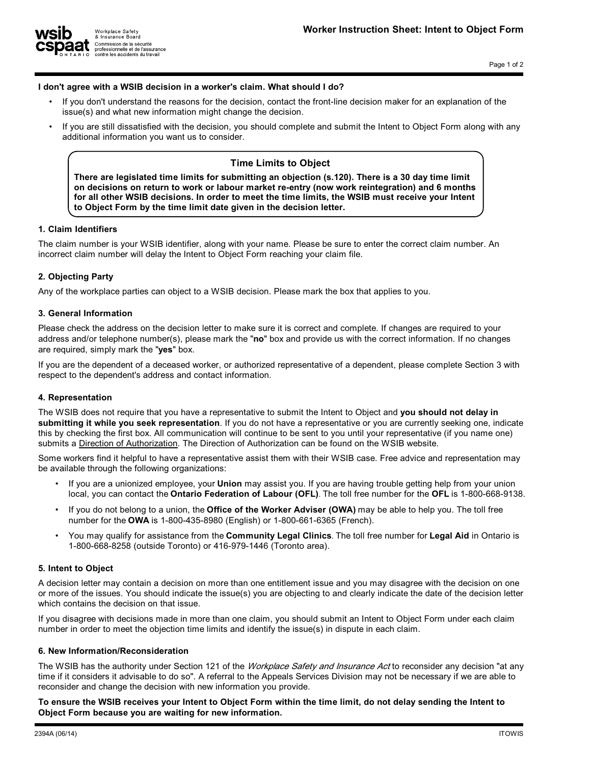# Worker Instruction Sheet: Intent to Object Form

**I don't agree with a WSIB decision in a worker's claim. What should I do?**

- If you don't understand the reasons for the decision, contact the front-line decision maker for an explanation of the issue(s) and what new information might change the decision.
- If you are still dissatisfied with the decision, you should complete and submit the Intent to Object Form along with any additional information you want us to consider.

> **Time Limits to Object**
>
> **There are legislated time limits for submitting an objection (s.120). There is a 30 day time limit on decisions on return to work or labour market re-entry (now work reintegration) and 6 months for all other WSIB decisions. In order to meet the time limits, the WSIB must receive your Intent to Object Form by the time limit date given in the decision letter.**

### 1. Claim Identifiers

The claim number is your WSIB identifier, along with your name. Please be sure to enter the correct claim number. An incorrect claim number will delay the Intent to Object Form reaching your claim file.

### 2. Objecting Party

Any of the workplace parties can object to a WSIB decision. Please mark the box that applies to you.

### 3. General Information

Please check the address on the decision letter to make sure it is correct and complete. If changes are required to your address and/or telephone number(s), please mark the "**no**" box and provide us with the correct information. If no changes are required, simply mark the "**yes**" box.

If you are the dependent of a deceased worker, or authorized representative of a dependent, please complete Section 3 with respect to the dependent's address and contact information.

### 4. Representation

The WSIB does not require that you have a representative to submit the Intent to Object and **you should not delay in submitting it while you seek representation**. If you do not have a representative or you are currently seeking one, indicate this by checking the first box. All communication will continue to be sent to you until your representative (if you name one) submits a Direction of Authorization. The Direction of Authorization can be found on the WSIB website.

Some workers find it helpful to have a representative assist them with their WSIB case. Free advice and representation may be available through the following organizations:

- If you are a unionized employee, your **Union** may assist you. If you are having trouble getting help from your union local, you can contact the **Ontario Federation of Labour (OFL)**. The toll free number for the **OFL** is 1-800-668-9138.
- If you do not belong to a union, the **Office of the Worker Adviser (OWA)** may be able to help you. The toll free number for the **OWA** is 1-800-435-8980 (English) or 1-800-661-6365 (French).
- You may qualify for assistance from the **Community Legal Clinics**. The toll free number for **Legal Aid** in Ontario is 1-800-668-8258 (outside Toronto) or 416-979-1446 (Toronto area).

### 5. Intent to Object

A decision letter may contain a decision on more than one entitlement issue and you may disagree with the decision on one or more of the issues. You should indicate the issue(s) you are objecting to and clearly indicate the date of the decision letter which contains the decision on that issue.

If you disagree with decisions made in more than one claim, you should submit an Intent to Object Form under each claim number in order to meet the objection time limits and identify the issue(s) in dispute in each claim.

### 6. New Information/Reconsideration

The WSIB has the authority under Section 121 of the *Workplace Safety and Insurance Act* to reconsider any decision "at any time if it considers it advisable to do so". A referral to the Appeals Services Division may not be necessary if we are able to reconsider and change the decision with new information you provide.

**To ensure the WSIB receives your Intent to Object Form within the time limit, do not delay sending the Intent to Object Form because you are waiting for new information.**

2394A (06/14) ITOWIS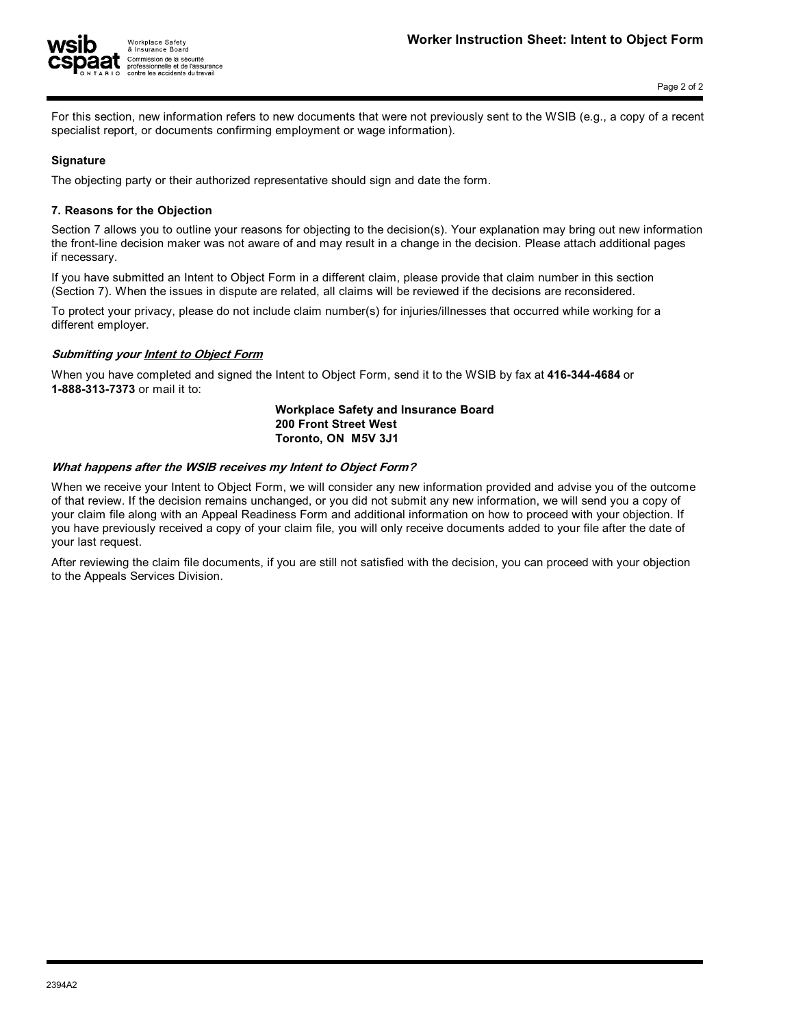For this section, new information refers to new documents that were not previously sent to the WSIB (e.g., a copy of a recent specialist report, or documents confirming employment or wage information).

### Signature

The objecting party or their authorized representative should sign and date the form.

### 7. Reasons for the Objection

Section 7 allows you to outline your reasons for objecting to the decision(s). Your explanation may bring out new information the front-line decision maker was not aware of and may result in a change in the decision. Please attach additional pages if necessary.

If you have submitted an Intent to Object Form in a different claim, please provide that claim number in this section (Section 7). When the issues in dispute are related, all claims will be reviewed if the decisions are reconsidered.

To protect your privacy, please do not include claim number(s) for injuries/illnesses that occurred while working for a different employer.

### ***Submitting your Intent to Object Form***

When you have completed and signed the Intent to Object Form, send it to the WSIB by fax at **416-344-4684** or **1-888-313-7373** or mail it to:

**Workplace Safety and Insurance Board**
**200 Front Street West**
**Toronto, ON M5V 3J1**

### ***What happens after the WSIB receives my Intent to Object Form?***

When we receive your Intent to Object Form, we will consider any new information provided and advise you of the outcome of that review. If the decision remains unchanged, or you did not submit any new information, we will send you a copy of your claim file along with an Appeal Readiness Form and additional information on how to proceed with your objection. If you have previously received a copy of your claim file, you will only receive documents added to your file after the date of your last request.

After reviewing the claim file documents, if you are still not satisfied with the decision, you can proceed with your objection to the Appeals Services Division.

2394A2